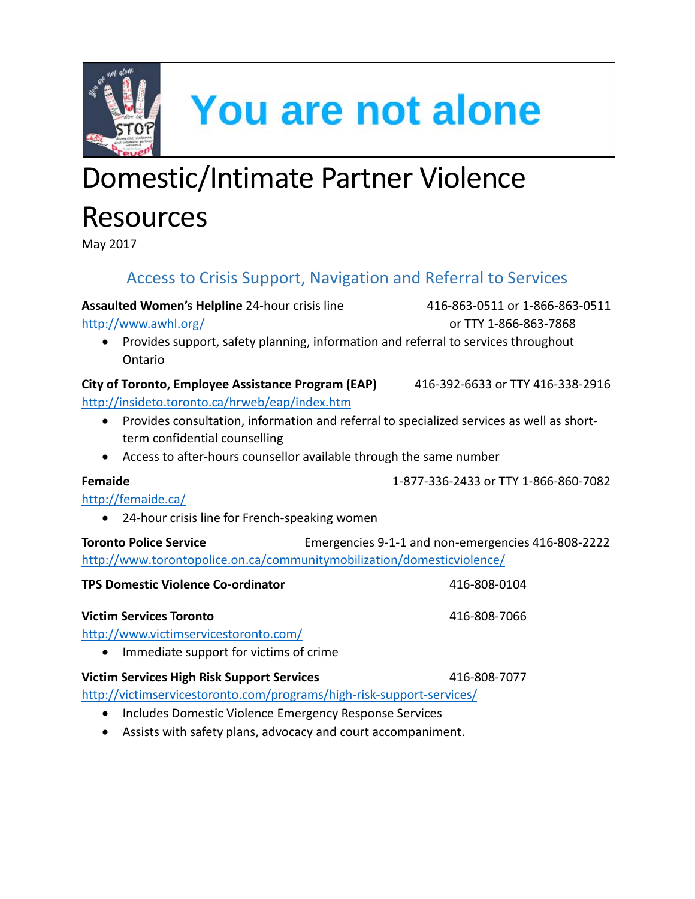# You are not alone

# Domestic/Intimate Partner Violence Resources

May 2017

## Access to Crisis Support, Navigation and Referral to Services

**Assaulted Women's Helpline** 24-hour crisis line 416-863-0511 or 1-866-863-0511 or TTY 1-866-863-7868
http://www.awhl.org/

- Provides support, safety planning, information and referral to services throughout Ontario

**City of Toronto, Employee Assistance Program (EAP)** 416-392-6633 or TTY 416-338-2916
http://insideto.toronto.ca/hrweb/eap/index.htm

- Provides consultation, information and referral to specialized services as well as short-term confidential counselling
- Access to after-hours counsellor available through the same number

**Femaide** 1-877-336-2433 or TTY 1-866-860-7082
http://femaide.ca/

- 24-hour crisis line for French-speaking women

**Toronto Police Service** Emergencies 9-1-1 and non-emergencies 416-808-2222
http://www.torontopolice.on.ca/communitymobilization/domesticviolence/

**TPS Domestic Violence Co-ordinator** 416-808-0104

**Victim Services Toronto** 416-808-7066
http://www.victimservicestoronto.com/

- Immediate support for victims of crime

**Victim Services High Risk Support Services** 416-808-7077
http://victimservicestoronto.com/programs/high-risk-support-services/

- Includes Domestic Violence Emergency Response Services
- Assists with safety plans, advocacy and court accompaniment.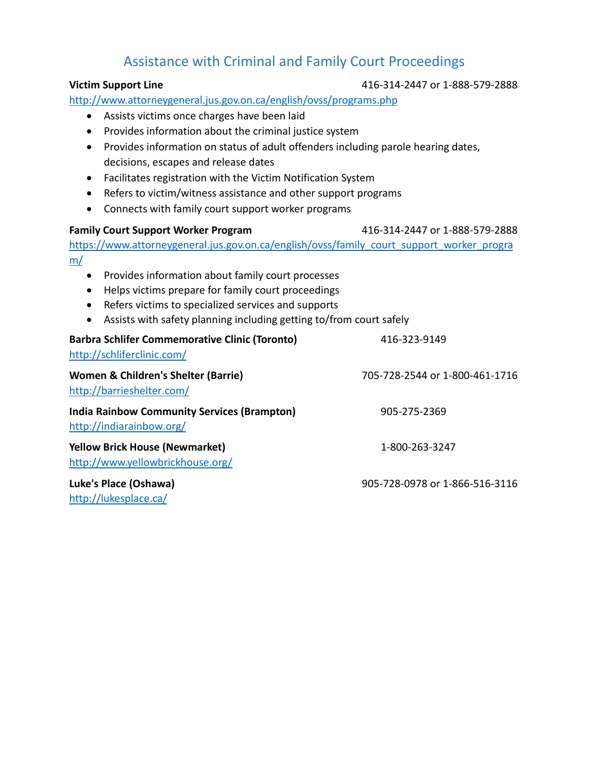## Assistance with Criminal and Family Court Proceedings

**Victim Support Line** 416-314-2447 or 1-888-579-2888

http://www.attorneygeneral.jus.gov.on.ca/english/ovss/programs.php

- Assists victims once charges have been laid
- Provides information about the criminal justice system
- Provides information on status of adult offenders including parole hearing dates, decisions, escapes and release dates
- Facilitates registration with the Victim Notification System
- Refers to victim/witness assistance and other support programs
- Connects with family court support worker programs

**Family Court Support Worker Program** 416-314-2447 or 1-888-579-2888

https://www.attorneygeneral.jus.gov.on.ca/english/ovss/family_court_support_worker_program/

- Provides information about family court processes
- Helps victims prepare for family court proceedings
- Refers victims to specialized services and supports
- Assists with safety planning including getting to/from court safely

**Barbra Schlifer Commemorative Clinic (Toronto)** 416-323-9149

http://schliferclinic.com/

**Women & Children's Shelter (Barrie)** 705-728-2544 or 1-800-461-1716

http://barrieshelter.com/

**India Rainbow Community Services (Brampton)** 905-275-2369

http://indiarainbow.org/

**Yellow Brick House (Newmarket)** 1-800-263-3247

http://www.yellowbrickhouse.org/

**Luke's Place (Oshawa)** 905-728-0978 or 1-866-516-3116

http://lukesplace.ca/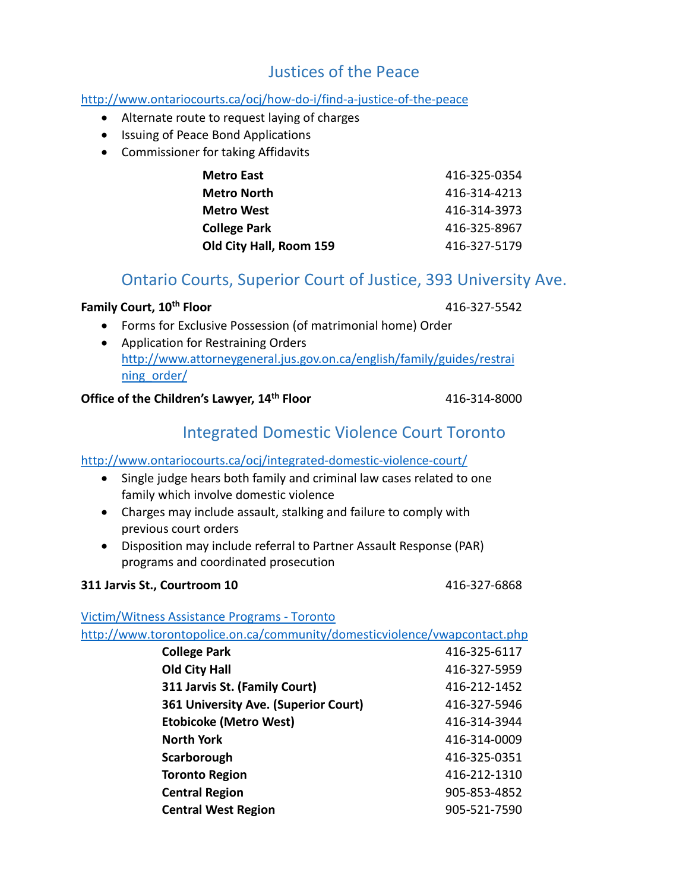## Justices of the Peace

http://www.ontariocourts.ca/ocj/how-do-i/find-a-justice-of-the-peace

- Alternate route to request laying of charges
- Issuing of Peace Bond Applications
- Commissioner for taking Affidavits

| | |
|---|---|
| **Metro East** | 416-325-0354 |
| **Metro North** | 416-314-4213 |
| **Metro West** | 416-314-3973 |
| **College Park** | 416-325-8967 |
| **Old City Hall, Room 159** | 416-327-5179 |

## Ontario Courts, Superior Court of Justice, 393 University Ave.

**Family Court, 10th Floor** 416-327-5542

- Forms for Exclusive Possession (of matrimonial home) Order
- Application for Restraining Orders
  http://www.attorneygeneral.jus.gov.on.ca/english/family/guides/restraining_order/

**Office of the Children's Lawyer, 14th Floor** 416-314-8000

## Integrated Domestic Violence Court Toronto

http://www.ontariocourts.ca/ocj/integrated-domestic-violence-court/

- Single judge hears both family and criminal law cases related to one family which involve domestic violence
- Charges may include assault, stalking and failure to comply with previous court orders
- Disposition may include referral to Partner Assault Response (PAR) programs and coordinated prosecution

**311 Jarvis St., Courtroom 10** 416-327-6868

Victim/Witness Assistance Programs - Toronto
http://www.torontopolice.on.ca/community/domesticviolence/vwapcontact.php

| | |
|---|---|
| **College Park** | 416-325-6117 |
| **Old City Hall** | 416-327-5959 |
| **311 Jarvis St. (Family Court)** | 416-212-1452 |
| **361 University Ave. (Superior Court)** | 416-327-5946 |
| **Etobicoke (Metro West)** | 416-314-3944 |
| **North York** | 416-314-0009 |
| **Scarborough** | 416-325-0351 |
| **Toronto Region** | 416-212-1310 |
| **Central Region** | 905-853-4852 |
| **Central West Region** | 905-521-7590 |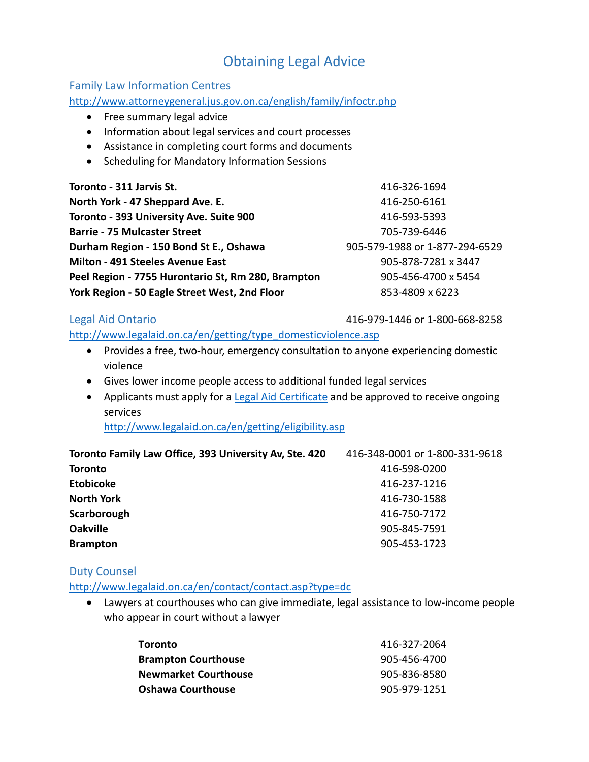# Obtaining Legal Advice

## Family Law Information Centres

http://www.attorneygeneral.jus.gov.on.ca/english/family/infoctr.php

- Free summary legal advice
- Information about legal services and court processes
- Assistance in completing court forms and documents
- Scheduling for Mandatory Information Sessions

| | |
|---|---|
| **Toronto - 311 Jarvis St.** | 416-326-1694 |
| **North York - 47 Sheppard Ave. E.** | 416-250-6161 |
| **Toronto - 393 University Ave. Suite 900** | 416-593-5393 |
| **Barrie - 75 Mulcaster Street** | 705-739-6446 |
| **Durham Region - 150 Bond St E., Oshawa** | 905-579-1988 or 1-877-294-6529 |
| **Milton - 491 Steeles Avenue East** | 905-878-7281 x 3447 |
| **Peel Region - 7755 Hurontario St, Rm 280, Brampton** | 905-456-4700 x 5454 |
| **York Region - 50 Eagle Street West, 2nd Floor** | 853-4809 x 6223 |

## Legal Aid Ontario

416-979-1446 or 1-800-668-8258

http://www.legalaid.on.ca/en/getting/type_domesticviolence.asp

- Provides a free, two-hour, emergency consultation to anyone experiencing domestic violence
- Gives lower income people access to additional funded legal services
- Applicants must apply for a Legal Aid Certificate and be approved to receive ongoing services
  http://www.legalaid.on.ca/en/getting/eligibility.asp

| | |
|---|---|
| **Toronto Family Law Office, 393 University Av, Ste. 420** | 416-348-0001 or 1-800-331-9618 |
| **Toronto** | 416-598-0200 |
| **Etobicoke** | 416-237-1216 |
| **North York** | 416-730-1588 |
| **Scarborough** | 416-750-7172 |
| **Oakville** | 905-845-7591 |
| **Brampton** | 905-453-1723 |

## Duty Counsel

http://www.legalaid.on.ca/en/contact/contact.asp?type=dc

- Lawyers at courthouses who can give immediate, legal assistance to low-income people who appear in court without a lawyer

| | |
|---|---|
| **Toronto** | 416-327-2064 |
| **Brampton Courthouse** | 905-456-4700 |
| **Newmarket Courthouse** | 905-836-8580 |
| **Oshawa Courthouse** | 905-979-1251 |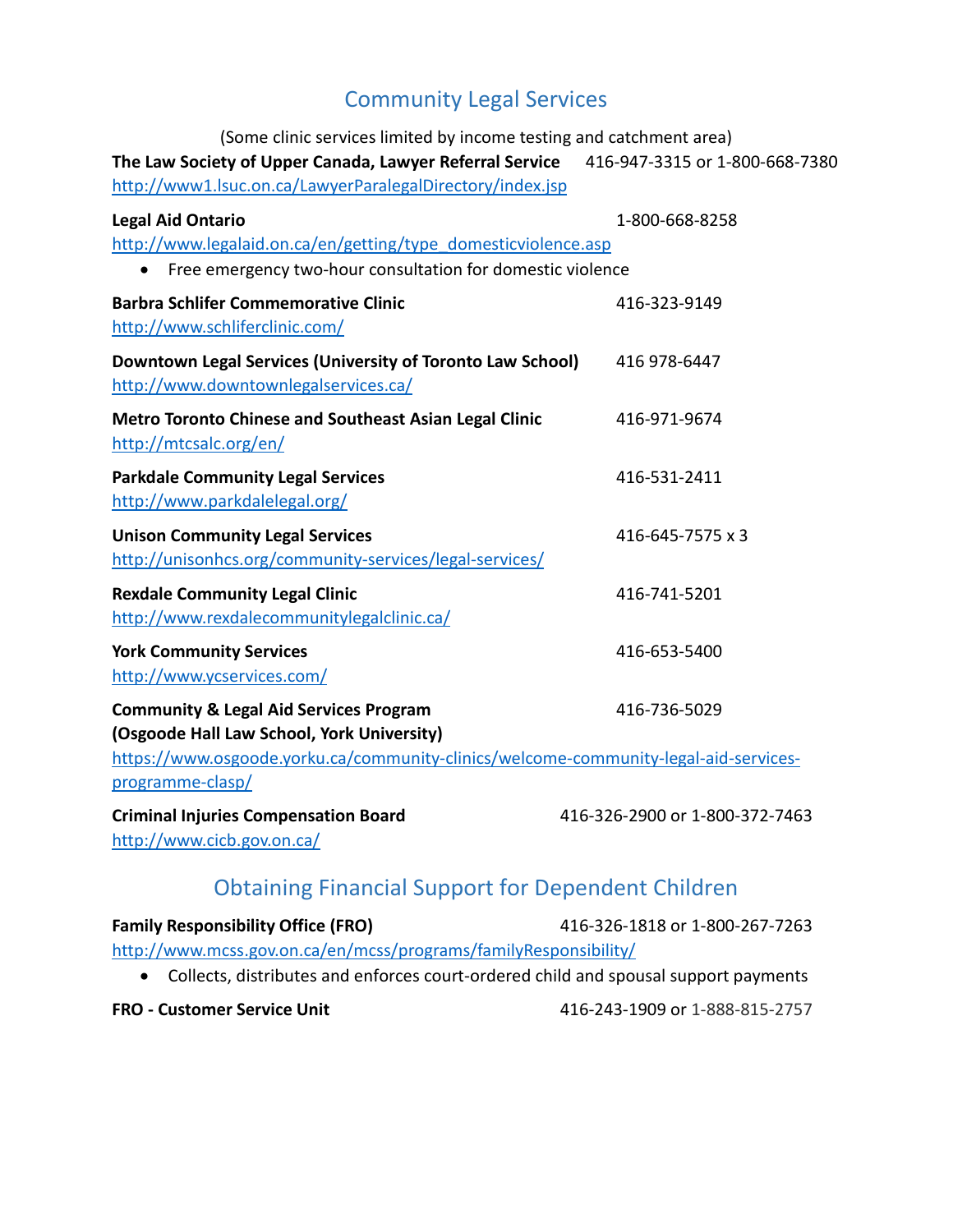## Community Legal Services

(Some clinic services limited by income testing and catchment area)

**The Law Society of Upper Canada, Lawyer Referral Service** 416-947-3315 or 1-800-668-7380
http://www1.lsuc.on.ca/LawyerParalegalDirectory/index.jsp

**Legal Aid Ontario** 1-800-668-8258
http://www.legalaid.on.ca/en/getting/type_domesticviolence.asp

- Free emergency two-hour consultation for domestic violence

**Barbra Schlifer Commemorative Clinic** 416-323-9149
http://www.schliferclinic.com/

**Downtown Legal Services (University of Toronto Law School)** 416 978-6447
http://www.downtownlegalservices.ca/

**Metro Toronto Chinese and Southeast Asian Legal Clinic** 416-971-9674
http://mtcsalc.org/en/

**Parkdale Community Legal Services** 416-531-2411
http://www.parkdalelegal.org/

**Unison Community Legal Services** 416-645-7575 x 3
http://unisonhcs.org/community-services/legal-services/

**Rexdale Community Legal Clinic** 416-741-5201
http://www.rexdalecommunitylegalclinic.ca/

**York Community Services** 416-653-5400
http://www.ycservices.com/

**Community & Legal Aid Services Program (Osgoode Hall Law School, York University)** 416-736-5029
https://www.osgoode.yorku.ca/community-clinics/welcome-community-legal-aid-services-programme-clasp/

**Criminal Injuries Compensation Board** 416-326-2900 or 1-800-372-7463
http://www.cicb.gov.on.ca/

## Obtaining Financial Support for Dependent Children

**Family Responsibility Office (FRO)** 416-326-1818 or 1-800-267-7263
http://www.mcss.gov.on.ca/en/mcss/programs/familyResponsibility/

- Collects, distributes and enforces court-ordered child and spousal support payments

**FRO - Customer Service Unit** 416-243-1909 or 1-888-815-2757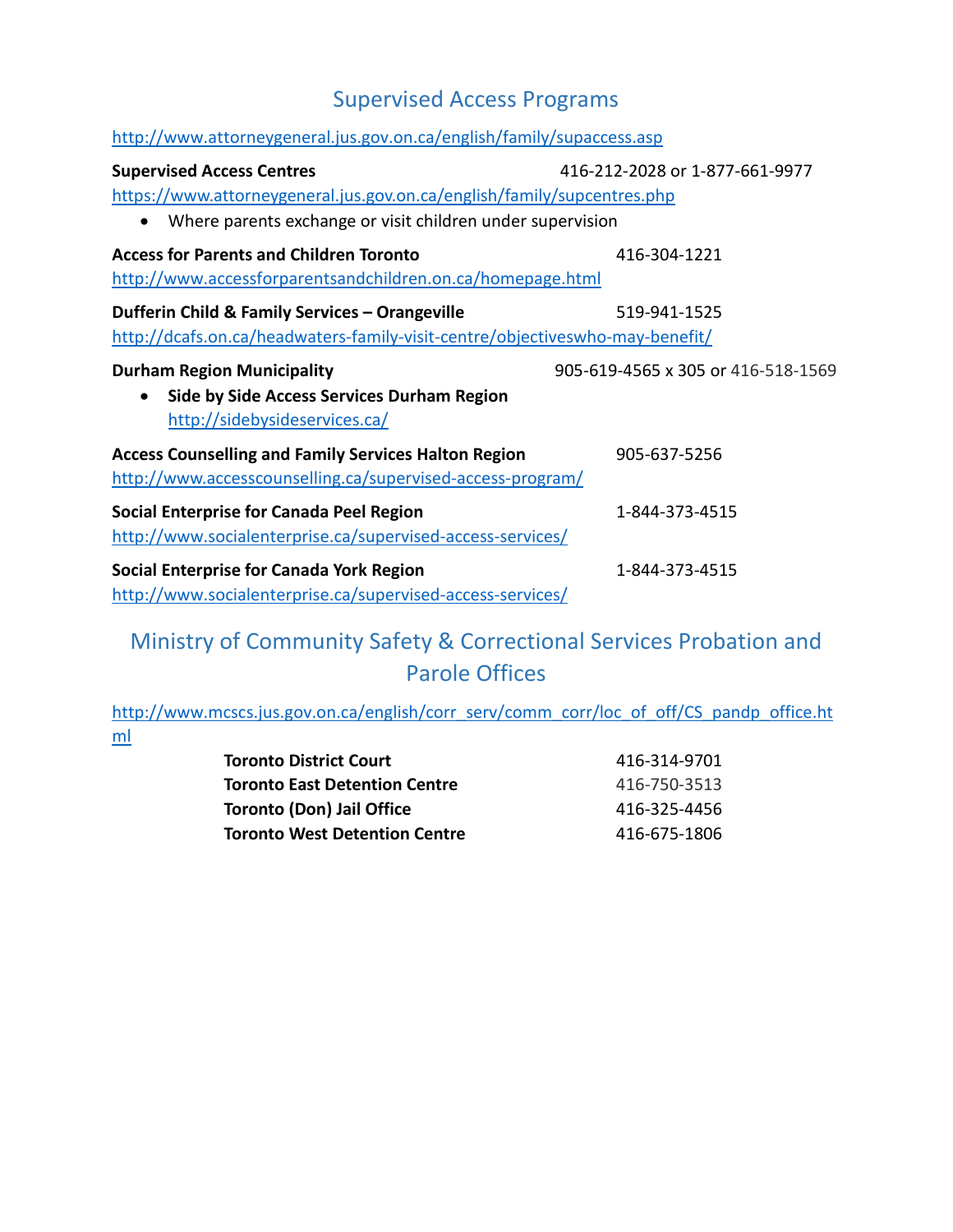## Supervised Access Programs

http://www.attorneygeneral.jus.gov.on.ca/english/family/supaccess.asp

**Supervised Access Centres** 416-212-2028 or 1-877-661-9977
https://www.attorneygeneral.jus.gov.on.ca/english/family/supcentres.php

- Where parents exchange or visit children under supervision

**Access for Parents and Children Toronto** 416-304-1221
http://www.accessforparentsandchildren.on.ca/homepage.html

**Dufferin Child & Family Services – Orangeville** 519-941-1525
http://dcafs.on.ca/headwaters-family-visit-centre/objectiveswho-may-benefit/

**Durham Region Municipality** 905-619-4565 x 305 or 416-518-1569

- **Side by Side Access Services Durham Region**
  http://sidebysideservices.ca/

**Access Counselling and Family Services Halton Region** 905-637-5256
http://www.accesscounselling.ca/supervised-access-program/

**Social Enterprise for Canada Peel Region** 1-844-373-4515
http://www.socialenterprise.ca/supervised-access-services/

**Social Enterprise for Canada York Region** 1-844-373-4515
http://www.socialenterprise.ca/supervised-access-services/

## Ministry of Community Safety & Correctional Services Probation and Parole Offices

http://www.mcscs.jus.gov.on.ca/english/corr_serv/comm_corr/loc_of_off/CS_pandp_office.html

| | |
|---|---|
| **Toronto District Court** | 416-314-9701 |
| **Toronto East Detention Centre** | 416-750-3513 |
| **Toronto (Don) Jail Office** | 416-325-4456 |
| **Toronto West Detention Centre** | 416-675-1806 |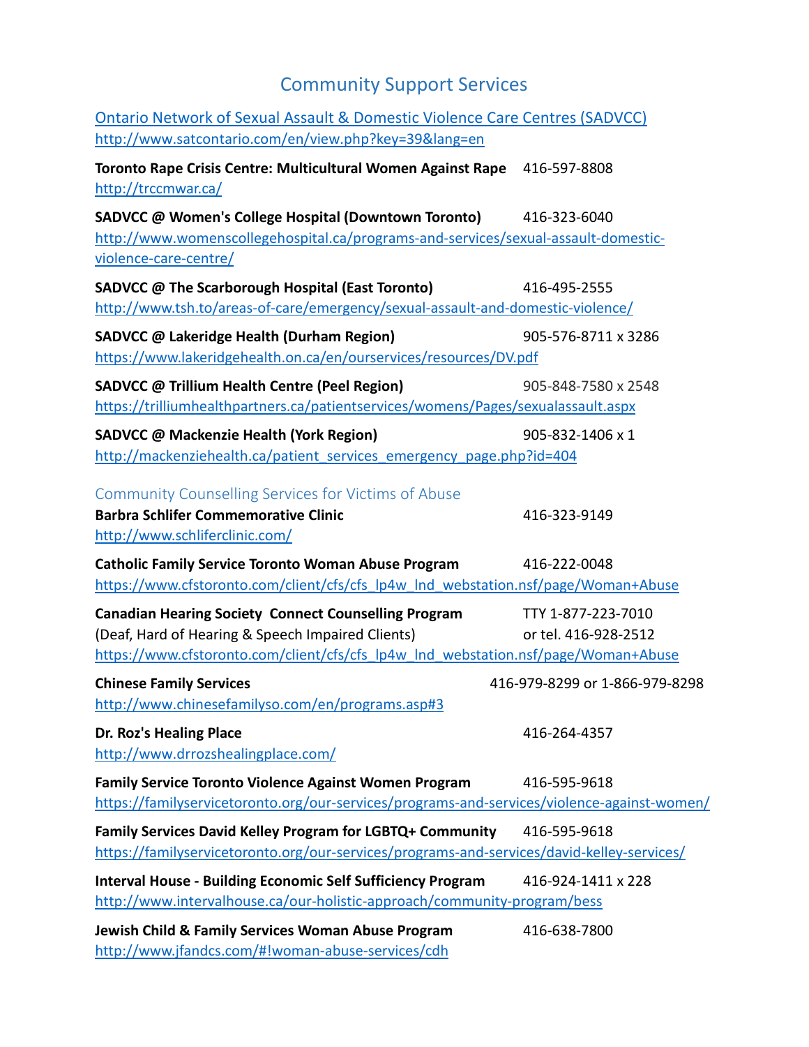# Community Support Services

[Ontario Network of Sexual Assault & Domestic Violence Care Centres (SADVCC)](http://www.satcontario.com/en/view.php?key=39&lang=en)
http://www.satcontario.com/en/view.php?key=39&lang=en

**Toronto Rape Crisis Centre: Multicultural Women Against Rape** 416-597-8808
http://trccmwar.ca/

**SADVCC @ Women's College Hospital (Downtown Toronto)** 416-323-6040
http://www.womenscollegehospital.ca/programs-and-services/sexual-assault-domestic-violence-care-centre/

**SADVCC @ The Scarborough Hospital (East Toronto)** 416-495-2555
http://www.tsh.to/areas-of-care/emergency/sexual-assault-and-domestic-violence/

**SADVCC @ Lakeridge Health (Durham Region)** 905-576-8711 x 3286
https://www.lakeridgehealth.on.ca/en/ourservices/resources/DV.pdf

**SADVCC @ Trillium Health Centre (Peel Region)** 905-848-7580 x 2548
https://trilliumhealthpartners.ca/patientservices/womens/Pages/sexualassault.aspx

**SADVCC @ Mackenzie Health (York Region)** 905-832-1406 x 1
http://mackenziehealth.ca/patient_services_emergency_page.php?id=404

## Community Counselling Services for Victims of Abuse

**Barbra Schlifer Commemorative Clinic** 416-323-9149
http://www.schliferclinic.com/

**Catholic Family Service Toronto Woman Abuse Program** 416-222-0048
https://www.cfstoronto.com/client/cfs/cfs_lp4w_lnd_webstation.nsf/page/Woman+Abuse

**Canadian Hearing Society Connect Counselling Program** TTY 1-877-223-7010
(Deaf, Hard of Hearing & Speech Impaired Clients) or tel. 416-928-2512
https://www.cfstoronto.com/client/cfs/cfs_lp4w_lnd_webstation.nsf/page/Woman+Abuse

**Chinese Family Services** 416-979-8299 or 1-866-979-8298
http://www.chinesefamilyso.com/en/programs.asp#3

**Dr. Roz's Healing Place** 416-264-4357
http://www.drrozshealingplace.com/

**Family Service Toronto Violence Against Women Program** 416-595-9618
https://familyservicetoronto.org/our-services/programs-and-services/violence-against-women/

**Family Services David Kelley Program for LGBTQ+ Community** 416-595-9618
https://familyservicetoronto.org/our-services/programs-and-services/david-kelley-services/

**Interval House - Building Economic Self Sufficiency Program** 416-924-1411 x 228
http://www.intervalhouse.ca/our-holistic-approach/community-program/bess

**Jewish Child & Family Services Woman Abuse Program** 416-638-7800
http://www.jfandcs.com/#!woman-abuse-services/cdh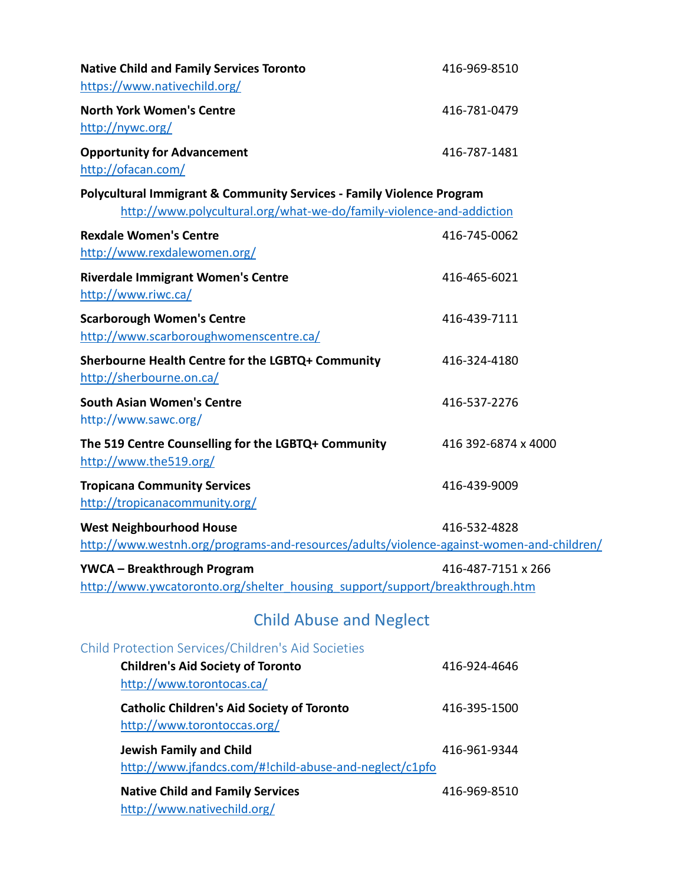**Native Child and Family Services Toronto** 416-969-8510
https://www.nativechild.org/

**North York Women's Centre** 416-781-0479
http://nywc.org/

**Opportunity for Advancement** 416-787-1481
http://ofacan.com/

**Polycultural Immigrant & Community Services - Family Violence Program**
http://www.polycultural.org/what-we-do/family-violence-and-addiction

**Rexdale Women's Centre** 416-745-0062
http://www.rexdalewomen.org/

**Riverdale Immigrant Women's Centre** 416-465-6021
http://www.riwc.ca/

**Scarborough Women's Centre** 416-439-7111
http://www.scarboroughwomenscentre.ca/

**Sherbourne Health Centre for the LGBTQ+ Community** 416-324-4180
http://sherbourne.on.ca/

**South Asian Women's Centre** 416-537-2276
http://www.sawc.org/

**The 519 Centre Counselling for the LGBTQ+ Community** 416 392-6874 x 4000
http://www.the519.org/

**Tropicana Community Services** 416-439-9009
http://tropicanacommunity.org/

**West Neighbourhood House** 416-532-4828
http://www.westnh.org/programs-and-resources/adults/violence-against-women-and-children/

**YWCA – Breakthrough Program** 416-487-7151 x 266
http://www.ywcatoronto.org/shelter_housing_support/support/breakthrough.htm

## Child Abuse and Neglect

### Child Protection Services/Children's Aid Societies

**Children's Aid Society of Toronto** 416-924-4646
http://www.torontocas.ca/

**Catholic Children's Aid Society of Toronto** 416-395-1500
http://www.torontoccas.org/

**Jewish Family and Child** 416-961-9344
http://www.jfandcs.com/#!child-abuse-and-neglect/c1pfo

**Native Child and Family Services** 416-969-8510
http://www.nativechild.org/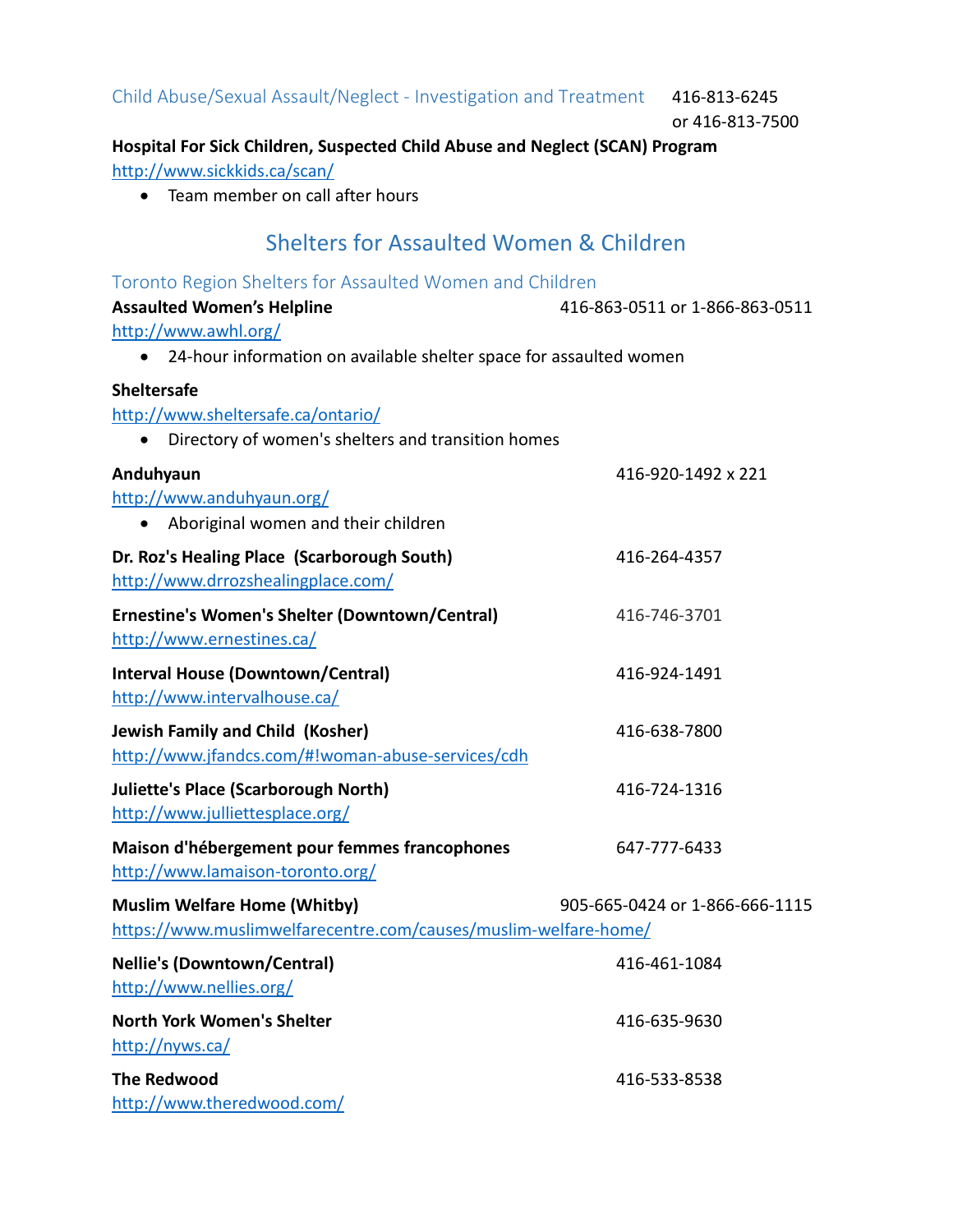### Child Abuse/Sexual Assault/Neglect - Investigation and Treatment

416-813-6245
or 416-813-7500

**Hospital For Sick Children, Suspected Child Abuse and Neglect (SCAN) Program**
http://www.sickkids.ca/scan/

- Team member on call after hours

## Shelters for Assaulted Women & Children

### Toronto Region Shelters for Assaulted Women and Children

**Assaulted Women's Helpline** 416-863-0511 or 1-866-863-0511
http://www.awhl.org/

- 24-hour information on available shelter space for assaulted women

**Sheltersafe**
http://www.sheltersafe.ca/ontario/

- Directory of women's shelters and transition homes

**Anduhyaun** 416-920-1492 x 221
http://www.anduhyaun.org/

- Aboriginal women and their children

**Dr. Roz's Healing Place (Scarborough South)** 416-264-4357
http://www.drrozshealingplace.com/

**Ernestine's Women's Shelter (Downtown/Central)** 416-746-3701
http://www.ernestines.ca/

**Interval House (Downtown/Central)** 416-924-1491
http://www.intervalhouse.ca/

**Jewish Family and Child (Kosher)** 416-638-7800
http://www.jfandcs.com/#!woman-abuse-services/cdh

**Juliette's Place (Scarborough North)** 416-724-1316
http://www.julliettesplace.org/

**Maison d'hébergement pour femmes francophones** 647-777-6433
http://www.lamaison-toronto.org/

**Muslim Welfare Home (Whitby)** 905-665-0424 or 1-866-666-1115
https://www.muslimwelfarecentre.com/causes/muslim-welfare-home/

**Nellie's (Downtown/Central)** 416-461-1084
http://www.nellies.org/

**North York Women's Shelter** 416-635-9630
http://nyws.ca/

**The Redwood** 416-533-8538
http://www.theredwood.com/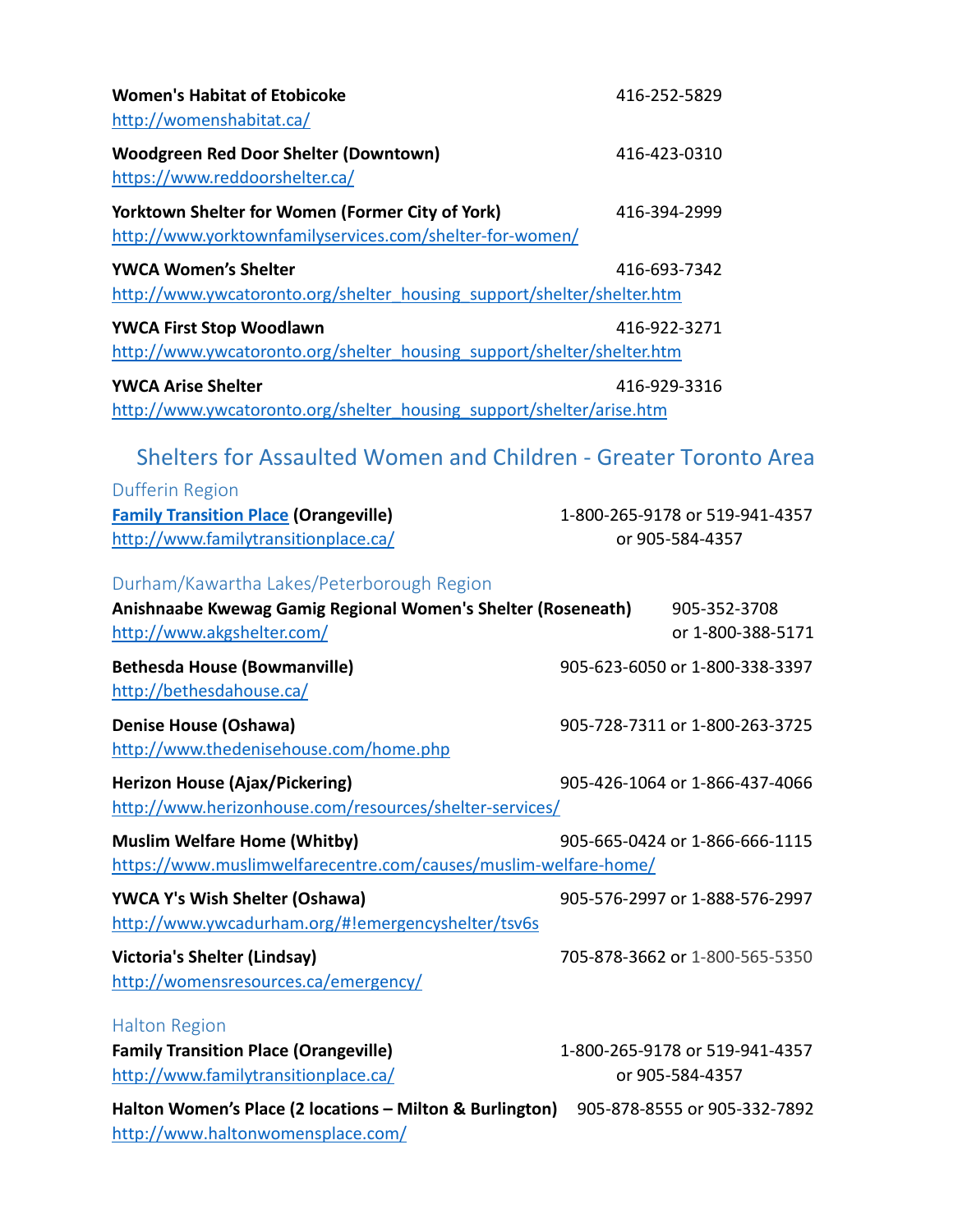**Women's Habitat of Etobicoke** 416-252-5829
http://womenshabitat.ca/

**Woodgreen Red Door Shelter (Downtown)** 416-423-0310
https://www.reddoorshelter.ca/

**Yorktown Shelter for Women (Former City of York)** 416-394-2999
http://www.yorktownfamilyservices.com/shelter-for-women/

**YWCA Women's Shelter** 416-693-7342
http://www.ywcatoronto.org/shelter_housing_support/shelter/shelter.htm

**YWCA First Stop Woodlawn** 416-922-3271
http://www.ywcatoronto.org/shelter_housing_support/shelter/shelter.htm

**YWCA Arise Shelter** 416-929-3316
http://www.ywcatoronto.org/shelter_housing_support/shelter/arise.htm

## Shelters for Assaulted Women and Children - Greater Toronto Area

### Dufferin Region

**Family Transition Place (Orangeville)** 1-800-265-9178 or 519-941-4357 or 905-584-4357
http://www.familytransitionplace.ca/

### Durham/Kawartha Lakes/Peterborough Region

**Anishnaabe Kwewag Gamig Regional Women's Shelter (Roseneath)** 905-352-3708 or 1-800-388-5171
http://www.akgshelter.com/

**Bethesda House (Bowmanville)** 905-623-6050 or 1-800-338-3397
http://bethesdahouse.ca/

**Denise House (Oshawa)** 905-728-7311 or 1-800-263-3725
http://www.thedenisehouse.com/home.php

**Herizon House (Ajax/Pickering)** 905-426-1064 or 1-866-437-4066
http://www.herizonhouse.com/resources/shelter-services/

**Muslim Welfare Home (Whitby)** 905-665-0424 or 1-866-666-1115
https://www.muslimwelfarecentre.com/causes/muslim-welfare-home/

**YWCA Y's Wish Shelter (Oshawa)** 905-576-2997 or 1-888-576-2997
http://www.ywcadurham.org/#!emergencyshelter/tsv6s

**Victoria's Shelter (Lindsay)** 705-878-3662 or 1-800-565-5350
http://womensresources.ca/emergency/

### Halton Region

**Family Transition Place (Orangeville)** 1-800-265-9178 or 519-941-4357 or 905-584-4357
http://www.familytransitionplace.ca/

**Halton Women's Place (2 locations – Milton & Burlington)** 905-878-8555 or 905-332-7892
http://www.haltonwomensplace.com/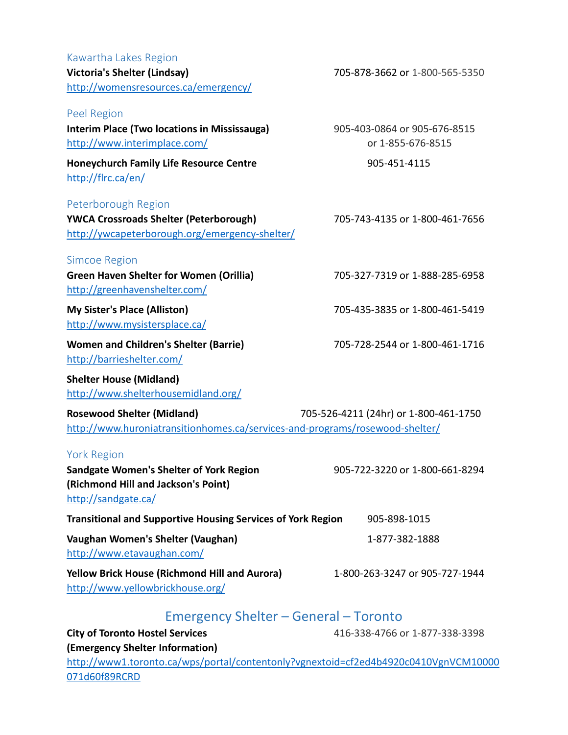### Kawartha Lakes Region

**Victoria's Shelter (Lindsay)** 705-878-3662 or 1-800-565-5350
http://womensresources.ca/emergency/

### Peel Region

**Interim Place (Two locations in Mississauga)** 905-403-0864 or 905-676-8515 or 1-855-676-8515
http://www.interimplace.com/

**Honeychurch Family Life Resource Centre** 905-451-4115
http://flrc.ca/en/

### Peterborough Region

**YWCA Crossroads Shelter (Peterborough)** 705-743-4135 or 1-800-461-7656
http://ywcapeterborough.org/emergency-shelter/

### Simcoe Region

**Green Haven Shelter for Women (Orillia)** 705-327-7319 or 1-888-285-6958
http://greenhavenshelter.com/

**My Sister's Place (Alliston)** 705-435-3835 or 1-800-461-5419
http://www.mysistersplace.ca/

**Women and Children's Shelter (Barrie)** 705-728-2544 or 1-800-461-1716
http://barrieshelter.com/

**Shelter House (Midland)**
http://www.shelterhousemidland.org/

**Rosewood Shelter (Midland)** 705-526-4211 (24hr) or 1-800-461-1750
http://www.huroniatransitionhomes.ca/services-and-programs/rosewood-shelter/

### York Region

**Sandgate Women's Shelter of York Region (Richmond Hill and Jackson's Point)** 905-722-3220 or 1-800-661-8294
http://sandgate.ca/

**Transitional and Supportive Housing Services of York Region** 905-898-1015

**Vaughan Women's Shelter (Vaughan)** 1-877-382-1888
http://www.etavaughan.com/

**Yellow Brick House (Richmond Hill and Aurora)** 1-800-263-3247 or 905-727-1944
http://www.yellowbrickhouse.org/

## Emergency Shelter – General – Toronto

**City of Toronto Hostel Services (Emergency Shelter Information)** 416-338-4766 or 1-877-338-3398
http://www1.toronto.ca/wps/portal/contentonly?vgnextoid=cf2ed4b4920c0410VgnVCM10000071d60f89RCRD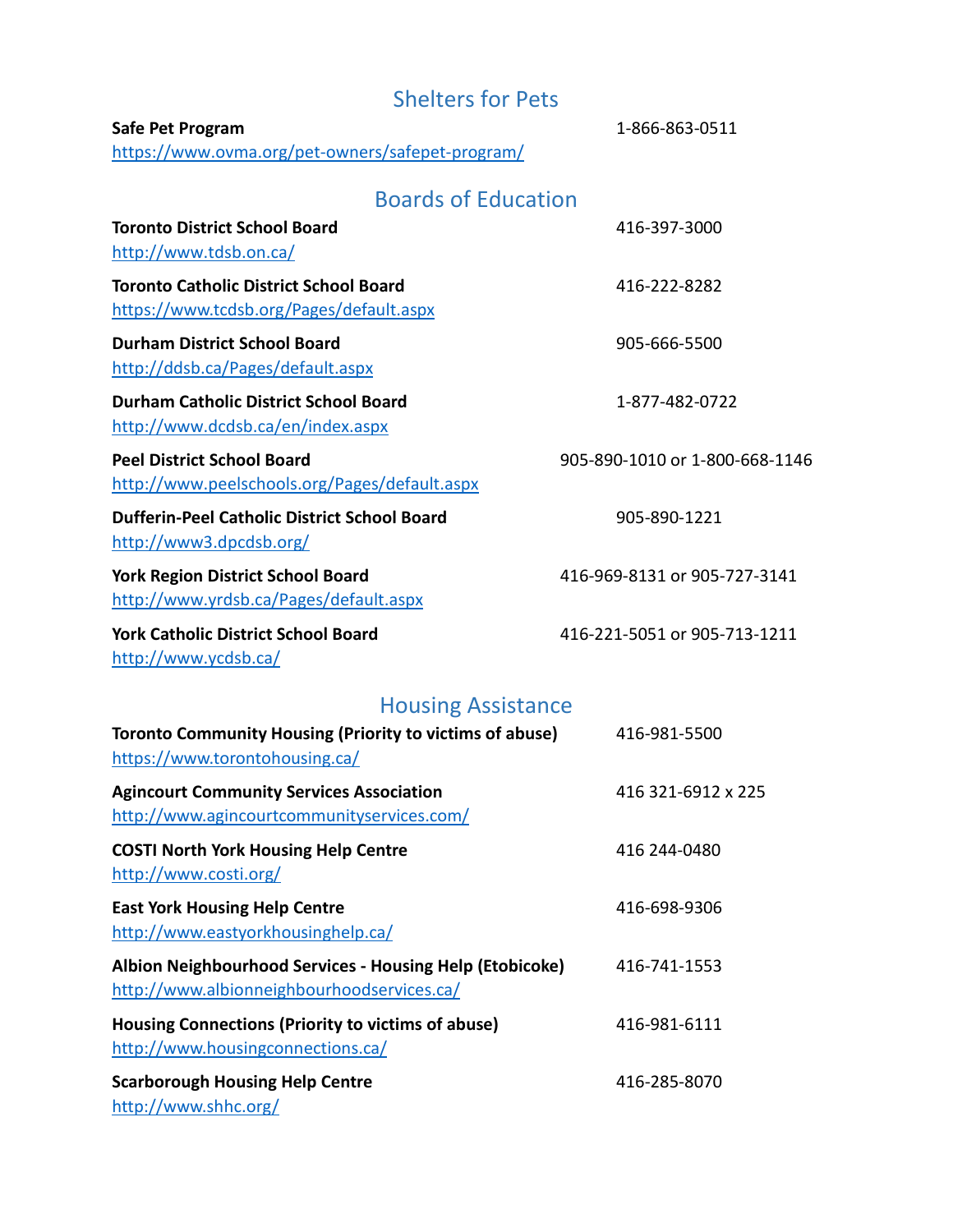## Shelters for Pets

**Safe Pet Program** 1-866-863-0511
https://www.ovma.org/pet-owners/safepet-program/

## Boards of Education

**Toronto District School Board** 416-397-3000
http://www.tdsb.on.ca/

**Toronto Catholic District School Board** 416-222-8282
https://www.tcdsb.org/Pages/default.aspx

**Durham District School Board** 905-666-5500
http://ddsb.ca/Pages/default.aspx

**Durham Catholic District School Board** 1-877-482-0722
http://www.dcdsb.ca/en/index.aspx

**Peel District School Board** 905-890-1010 or 1-800-668-1146
http://www.peelschools.org/Pages/default.aspx

**Dufferin-Peel Catholic District School Board** 905-890-1221
http://www3.dpcdsb.org/

**York Region District School Board** 416-969-8131 or 905-727-3141
http://www.yrdsb.ca/Pages/default.aspx

**York Catholic District School Board** 416-221-5051 or 905-713-1211
http://www.ycdsb.ca/

## Housing Assistance

**Toronto Community Housing (Priority to victims of abuse)** 416-981-5500
https://www.torontohousing.ca/

**Agincourt Community Services Association** 416 321-6912 x 225
http://www.agincourtcommunityservices.com/

**COSTI North York Housing Help Centre** 416 244-0480
http://www.costi.org/

**East York Housing Help Centre** 416-698-9306
http://www.eastyorkhousinghelp.ca/

**Albion Neighbourhood Services - Housing Help (Etobicoke)** 416-741-1553
http://www.albionneighbourhoodservices.ca/

**Housing Connections (Priority to victims of abuse)** 416-981-6111
http://www.housingconnections.ca/

**Scarborough Housing Help Centre** 416-285-8070
http://www.shhc.org/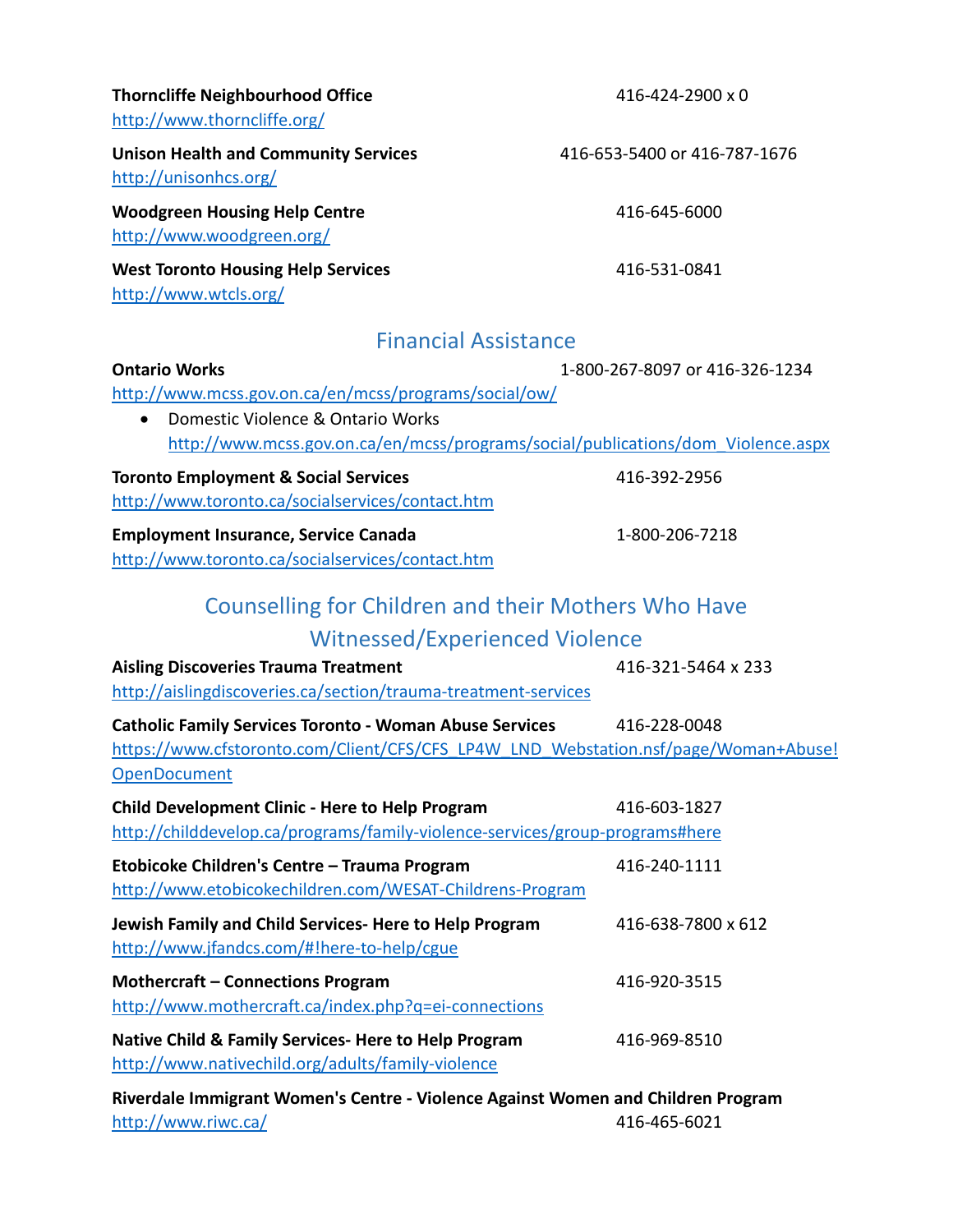**Thorncliffe Neighbourhood Office** 416-424-2900 x 0
http://www.thorncliffe.org/

**Unison Health and Community Services** 416-653-5400 or 416-787-1676
http://unisonhcs.org/

**Woodgreen Housing Help Centre** 416-645-6000
http://www.woodgreen.org/

**West Toronto Housing Help Services** 416-531-0841
http://www.wtcls.org/

## Financial Assistance

**Ontario Works** 1-800-267-8097 or 416-326-1234
http://www.mcss.gov.on.ca/en/mcss/programs/social/ow/

- Domestic Violence & Ontario Works
  http://www.mcss.gov.on.ca/en/mcss/programs/social/publications/dom_Violence.aspx

**Toronto Employment & Social Services** 416-392-2956
http://www.toronto.ca/socialservices/contact.htm

**Employment Insurance, Service Canada** 1-800-206-7218
http://www.toronto.ca/socialservices/contact.htm

## Counselling for Children and their Mothers Who Have Witnessed/Experienced Violence

**Aisling Discoveries Trauma Treatment** 416-321-5464 x 233
http://aislingdiscoveries.ca/section/trauma-treatment-services

**Catholic Family Services Toronto - Woman Abuse Services** 416-228-0048
https://www.cfstoronto.com/Client/CFS/CFS_LP4W_LND_Webstation.nsf/page/Woman+Abuse!OpenDocument

**Child Development Clinic - Here to Help Program** 416-603-1827
http://childdevelop.ca/programs/family-violence-services/group-programs#here

**Etobicoke Children's Centre – Trauma Program** 416-240-1111
http://www.etobicokechildren.com/WESAT-Childrens-Program

**Jewish Family and Child Services- Here to Help Program** 416-638-7800 x 612
http://www.jfandcs.com/#!here-to-help/cgue

**Mothercraft – Connections Program** 416-920-3515
http://www.mothercraft.ca/index.php?q=ei-connections

**Native Child & Family Services- Here to Help Program** 416-969-8510
http://www.nativechild.org/adults/family-violence

**Riverdale Immigrant Women's Centre - Violence Against Women and Children Program**
http://www.riwc.ca/ 416-465-6021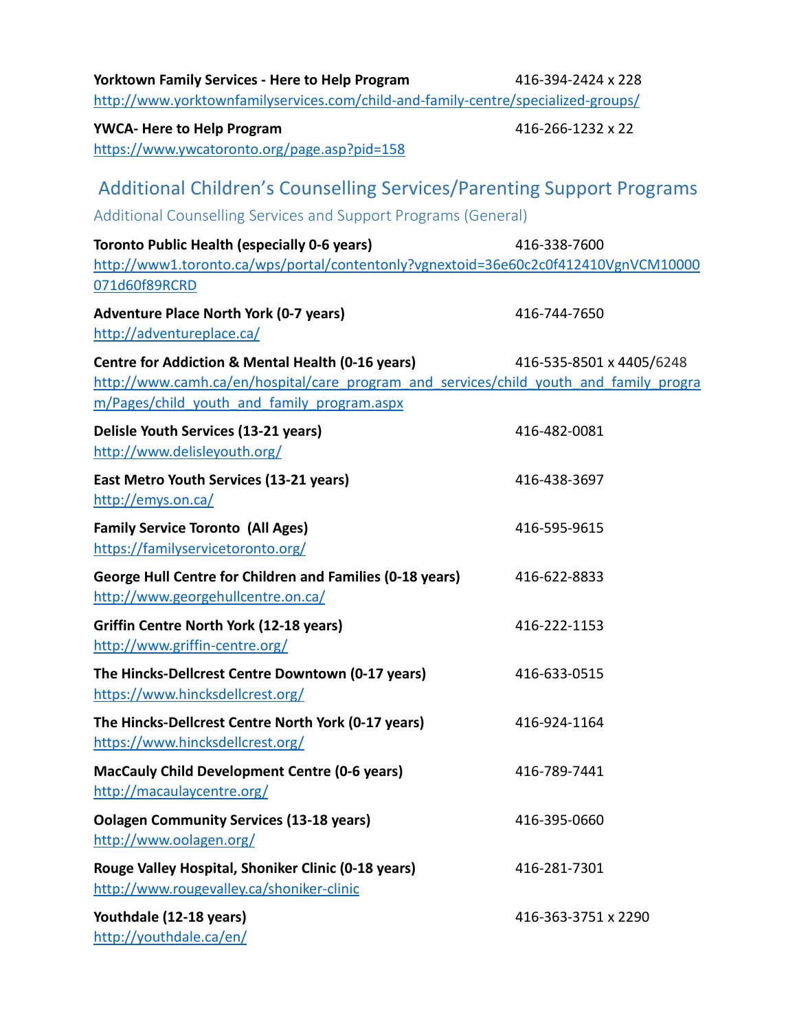**Yorktown Family Services - Here to Help Program** 416-394-2424 x 228
http://www.yorktownfamilyservices.com/child-and-family-centre/specialized-groups/

**YWCA- Here to Help Program** 416-266-1232 x 22
https://www.ywcatoronto.org/page.asp?pid=158

## Additional Children's Counselling Services/Parenting Support Programs

### Additional Counselling Services and Support Programs (General)

**Toronto Public Health (especially 0-6 years)** 416-338-7600
http://www1.toronto.ca/wps/portal/contentonly?vgnextoid=36e60c2c0f412410VgnVCM10000071d60f89RCRD

**Adventure Place North York (0-7 years)** 416-744-7650
http://adventureplace.ca/

**Centre for Addiction & Mental Health (0-16 years)** 416-535-8501 x 4405/6248
http://www.camh.ca/en/hospital/care_program_and_services/child_youth_and_family_program/Pages/child_youth_and_family_program.aspx

**Delisle Youth Services (13-21 years)** 416-482-0081
http://www.delisleyouth.org/

**East Metro Youth Services (13-21 years)** 416-438-3697
http://emys.on.ca/

**Family Service Toronto (All Ages)** 416-595-9615
https://familyservicetoronto.org/

**George Hull Centre for Children and Families (0-18 years)** 416-622-8833
http://www.georgehullcentre.on.ca/

**Griffin Centre North York (12-18 years)** 416-222-1153
http://www.griffin-centre.org/

**The Hincks-Dellcrest Centre Downtown (0-17 years)** 416-633-0515
https://www.hincksdellcrest.org/

**The Hincks-Dellcrest Centre North York (0-17 years)** 416-924-1164
https://www.hincksdellcrest.org/

**MacCauly Child Development Centre (0-6 years)** 416-789-7441
http://macaulaycentre.org/

**Oolagen Community Services (13-18 years)** 416-395-0660
http://www.oolagen.org/

**Rouge Valley Hospital, Shoniker Clinic (0-18 years)** 416-281-7301
http://www.rougevalley.ca/shoniker-clinic

**Youthdale (12-18 years)** 416-363-3751 x 2290
http://youthdale.ca/en/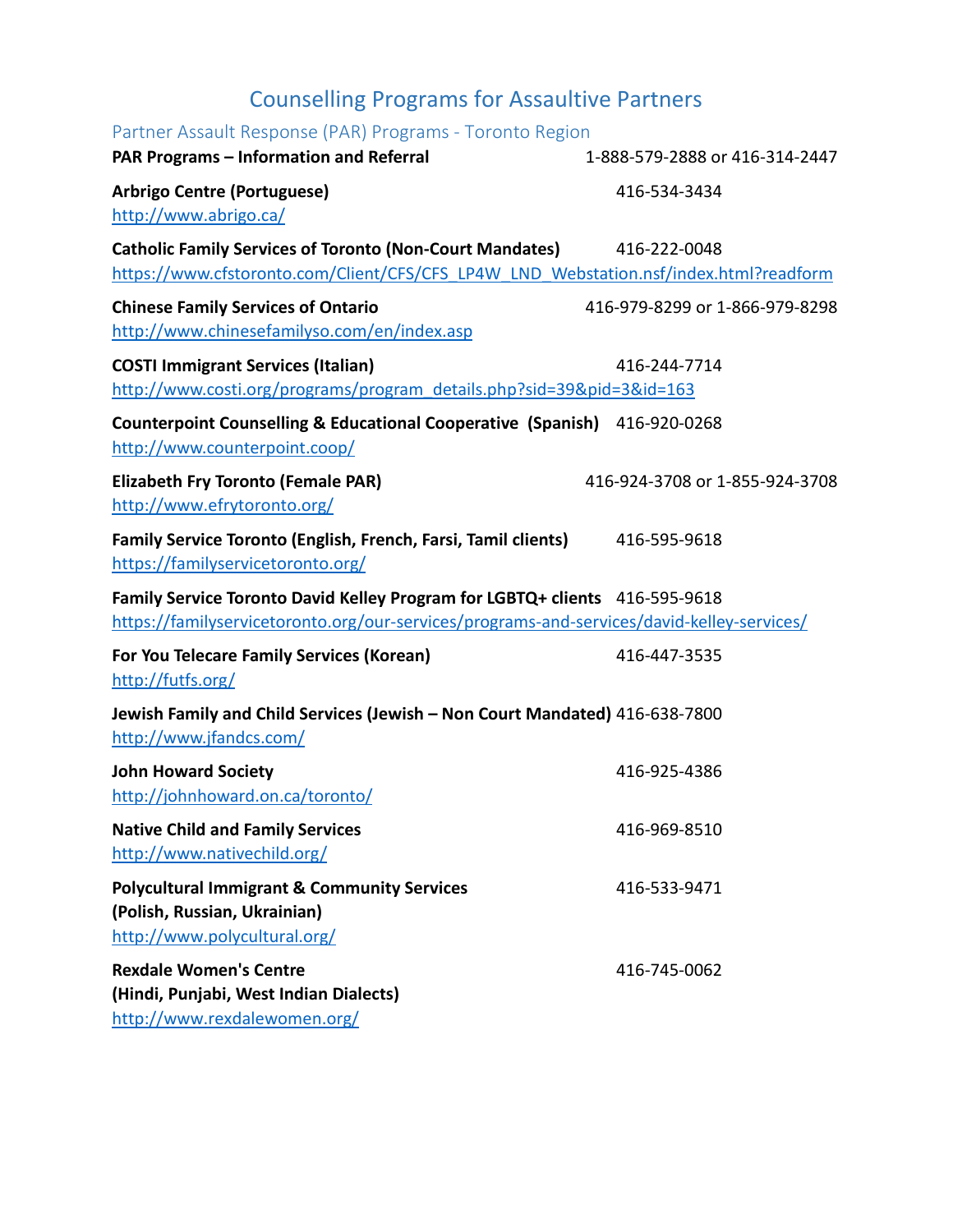# Counselling Programs for Assaultive Partners

## Partner Assault Response (PAR) Programs - Toronto Region

**PAR Programs – Information and Referral** 1-888-579-2888 or 416-314-2447

**Arbrigo Centre (Portuguese)** 416-534-3434
http://www.abrigo.ca/

**Catholic Family Services of Toronto (Non-Court Mandates)** 416-222-0048
https://www.cfstoronto.com/Client/CFS/CFS_LP4W_LND_Webstation.nsf/index.html?readform

**Chinese Family Services of Ontario** 416-979-8299 or 1-866-979-8298
http://www.chinesefamilyso.com/en/index.asp

**COSTI Immigrant Services (Italian)** 416-244-7714
http://www.costi.org/programs/program_details.php?sid=39&pid=3&id=163

**Counterpoint Counselling & Educational Cooperative (Spanish)** 416-920-0268
http://www.counterpoint.coop/

**Elizabeth Fry Toronto (Female PAR)** 416-924-3708 or 1-855-924-3708
http://www.efrytoronto.org/

**Family Service Toronto (English, French, Farsi, Tamil clients)** 416-595-9618
https://familyservicetoronto.org/

**Family Service Toronto David Kelley Program for LGBTQ+ clients** 416-595-9618
https://familyservicetoronto.org/our-services/programs-and-services/david-kelley-services/

**For You Telecare Family Services (Korean)** 416-447-3535
http://futfs.org/

**Jewish Family and Child Services (Jewish – Non Court Mandated)** 416-638-7800
http://www.jfandcs.com/

**John Howard Society** 416-925-4386
http://johnhoward.on.ca/toronto/

**Native Child and Family Services** 416-969-8510
http://www.nativechild.org/

**Polycultural Immigrant & Community Services (Polish, Russian, Ukrainian)** 416-533-9471
http://www.polycultural.org/

**Rexdale Women's Centre (Hindi, Punjabi, West Indian Dialects)** 416-745-0062
http://www.rexdalewomen.org/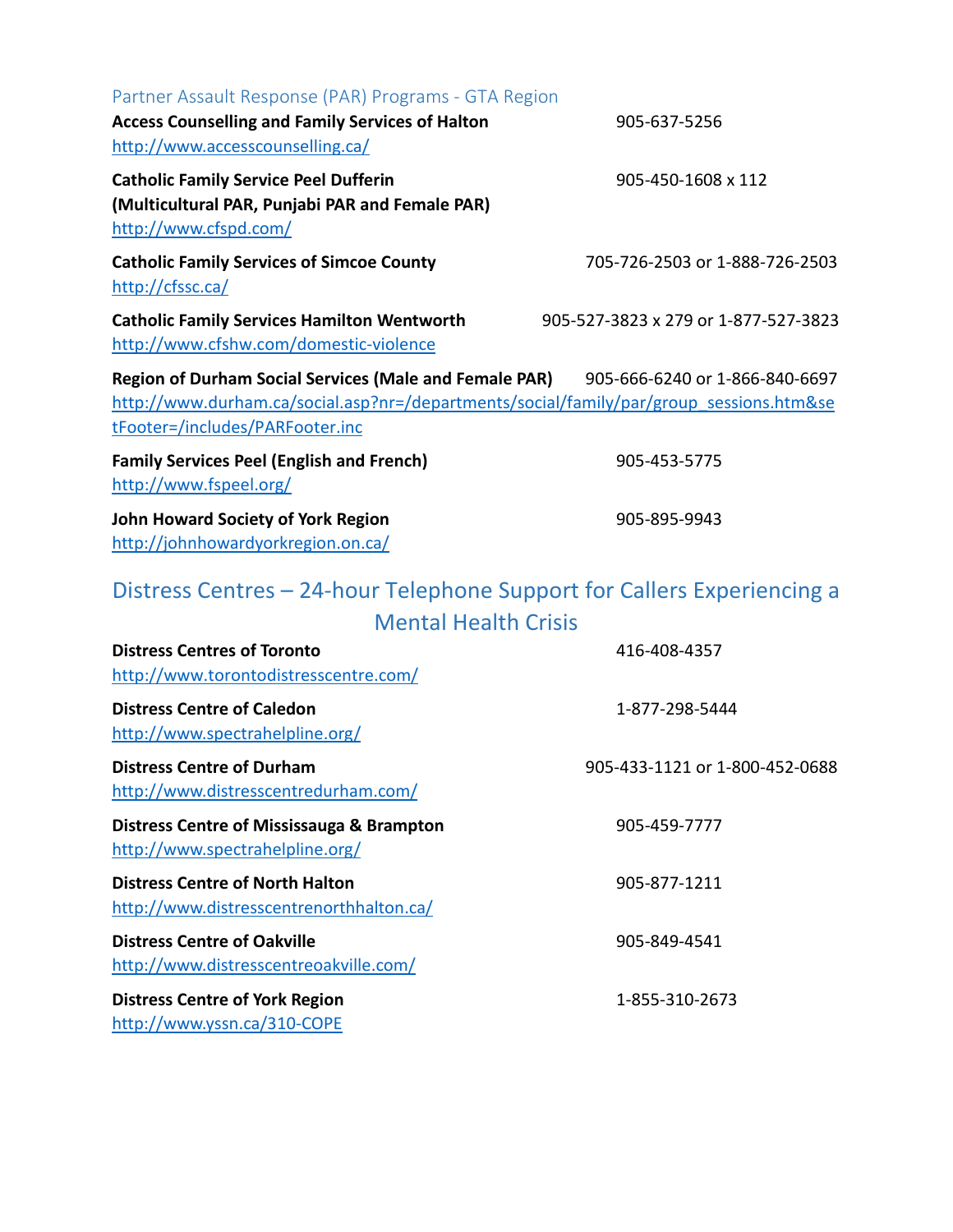## Partner Assault Response (PAR) Programs - GTA Region

**Access Counselling and Family Services of Halton** 905-637-5256
http://www.accesscounselling.ca/

**Catholic Family Service Peel Dufferin (Multicultural PAR, Punjabi PAR and Female PAR)** 905-450-1608 x 112
http://www.cfspd.com/

**Catholic Family Services of Simcoe County** 705-726-2503 or 1-888-726-2503
http://cfssc.ca/

**Catholic Family Services Hamilton Wentworth** 905-527-3823 x 279 or 1-877-527-3823
http://www.cfshw.com/domestic-violence

**Region of Durham Social Services (Male and Female PAR)** 905-666-6240 or 1-866-840-6697
http://www.durham.ca/social.asp?nr=/departments/social/family/par/group_sessions.htm&setFooter=/includes/PARFooter.inc

**Family Services Peel (English and French)** 905-453-5775
http://www.fspeel.org/

**John Howard Society of York Region** 905-895-9943
http://johnhowardyorkregion.on.ca/

## Distress Centres – 24-hour Telephone Support for Callers Experiencing a Mental Health Crisis

**Distress Centres of Toronto** 416-408-4357
http://www.torontodistresscentre.com/

**Distress Centre of Caledon** 1-877-298-5444
http://www.spectrahelpline.org/

**Distress Centre of Durham** 905-433-1121 or 1-800-452-0688
http://www.distresscentredurham.com/

**Distress Centre of Mississauga & Brampton** 905-459-7777
http://www.spectrahelpline.org/

**Distress Centre of North Halton** 905-877-1211
http://www.distresscentrenorthhalton.ca/

**Distress Centre of Oakville** 905-849-4541
http://www.distresscentreoakville.com/

**Distress Centre of York Region** 1-855-310-2673
http://www.yssn.ca/310-COPE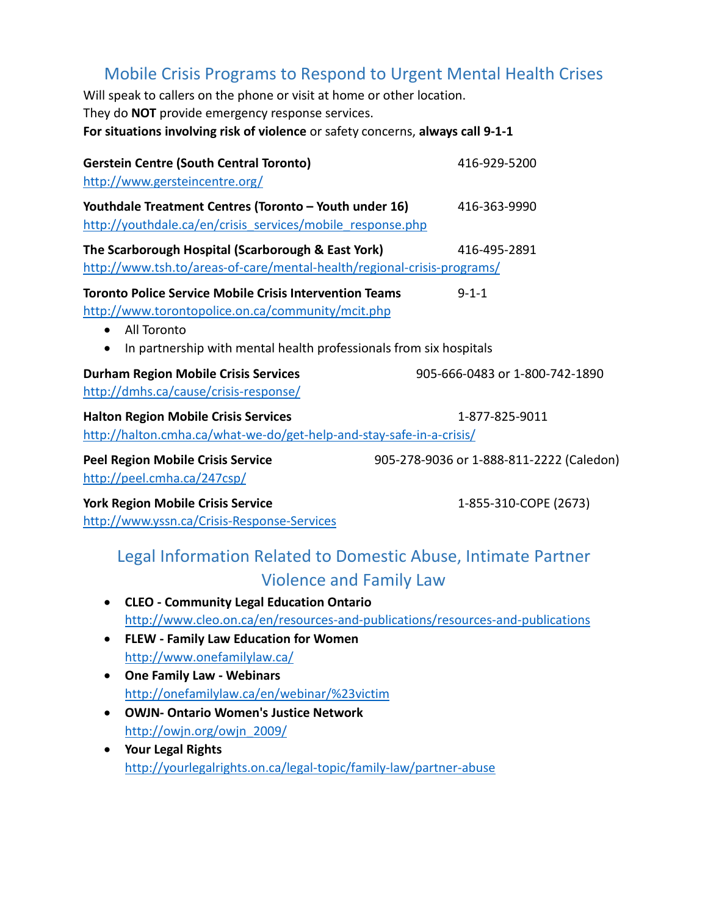## Mobile Crisis Programs to Respond to Urgent Mental Health Crises

Will speak to callers on the phone or visit at home or other location.
They do **NOT** provide emergency response services.
**For situations involving risk of violence** or safety concerns, **always call 9-1-1**

**Gerstein Centre (South Central Toronto)** 416-929-5200
http://www.gersteincentre.org/

**Youthdale Treatment Centres (Toronto – Youth under 16)** 416-363-9990
http://youthdale.ca/en/crisis_services/mobile_response.php

**The Scarborough Hospital (Scarborough & East York)** 416-495-2891
http://www.tsh.to/areas-of-care/mental-health/regional-crisis-programs/

**Toronto Police Service Mobile Crisis Intervention Teams** 9-1-1
http://www.torontopolice.on.ca/community/mcit.php

- All Toronto
- In partnership with mental health professionals from six hospitals

**Durham Region Mobile Crisis Services** 905-666-0483 or 1-800-742-1890
http://dmhs.ca/cause/crisis-response/

**Halton Region Mobile Crisis Services** 1-877-825-9011
http://halton.cmha.ca/what-we-do/get-help-and-stay-safe-in-a-crisis/

**Peel Region Mobile Crisis Service** 905-278-9036 or 1-888-811-2222 (Caledon)
http://peel.cmha.ca/247csp/

**York Region Mobile Crisis Service** 1-855-310-COPE (2673)
http://www.yssn.ca/Crisis-Response-Services

## Legal Information Related to Domestic Abuse, Intimate Partner Violence and Family Law

- **CLEO - Community Legal Education Ontario**
  http://www.cleo.on.ca/en/resources-and-publications/resources-and-publications
- **FLEW - Family Law Education for Women**
  http://www.onefamilylaw.ca/
- **One Family Law - Webinars**
  http://onefamilylaw.ca/en/webinar/%23victim
- **OWJN- Ontario Women's Justice Network**
  http://owjn.org/owjn_2009/
- **Your Legal Rights**
  http://yourlegalrights.on.ca/legal-topic/family-law/partner-abuse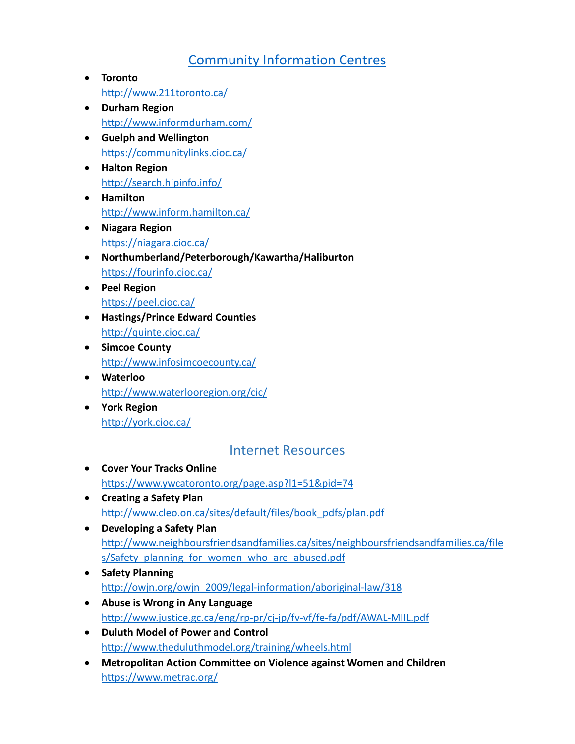## Community Information Centres

- **Toronto**
  http://www.211toronto.ca/
- **Durham Region**
  http://www.informdurham.com/
- **Guelph and Wellington**
  https://communitylinks.cioc.ca/
- **Halton Region**
  http://search.hipinfo.info/
- **Hamilton**
  http://www.inform.hamilton.ca/
- **Niagara Region**
  https://niagara.cioc.ca/
- **Northumberland/Peterborough/Kawartha/Haliburton**
  https://fourinfo.cioc.ca/
- **Peel Region**
  https://peel.cioc.ca/
- **Hastings/Prince Edward Counties**
  http://quinte.cioc.ca/
- **Simcoe County**
  http://www.infosimcoecounty.ca/
- **Waterloo**
  http://www.waterlooregion.org/cic/
- **York Region**
  http://york.cioc.ca/

## Internet Resources

- **Cover Your Tracks Online**
  https://www.ywcatoronto.org/page.asp?l1=51&pid=74
- **Creating a Safety Plan**
  http://www.cleo.on.ca/sites/default/files/book_pdfs/plan.pdf
- **Developing a Safety Plan**
  http://www.neighboursfriendsandfamilies.ca/sites/neighboursfriendsandfamilies.ca/files/Safety_planning_for_women_who_are_abused.pdf
- **Safety Planning**
  http://owjn.org/owjn_2009/legal-information/aboriginal-law/318
- **Abuse is Wrong in Any Language**
  http://www.justice.gc.ca/eng/rp-pr/cj-jp/fv-vf/fe-fa/pdf/AWAL-MIIL.pdf
- **Duluth Model of Power and Control**
  http://www.theduluthmodel.org/training/wheels.html
- **Metropolitan Action Committee on Violence against Women and Children**
  https://www.metrac.org/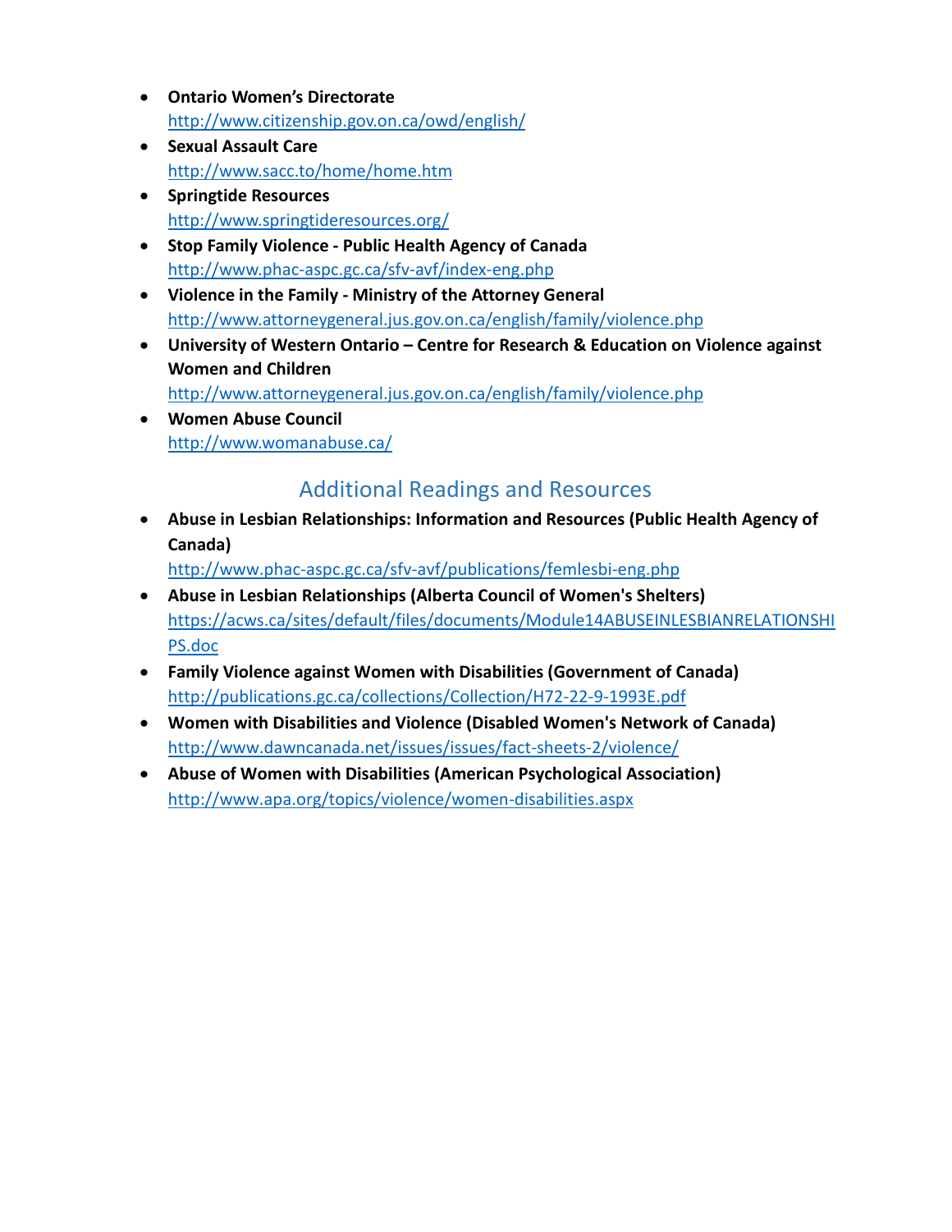- **Ontario Women's Directorate**
  http://www.citizenship.gov.on.ca/owd/english/
- **Sexual Assault Care**
  http://www.sacc.to/home/home.htm
- **Springtide Resources**
  http://www.springtideresources.org/
- **Stop Family Violence - Public Health Agency of Canada**
  http://www.phac-aspc.gc.ca/sfv-avf/index-eng.php
- **Violence in the Family - Ministry of the Attorney General**
  http://www.attorneygeneral.jus.gov.on.ca/english/family/violence.php
- **University of Western Ontario – Centre for Research & Education on Violence against Women and Children**
  http://www.attorneygeneral.jus.gov.on.ca/english/family/violence.php
- **Women Abuse Council**
  http://www.womanabuse.ca/

## Additional Readings and Resources

- **Abuse in Lesbian Relationships: Information and Resources (Public Health Agency of Canada)**
  http://www.phac-aspc.gc.ca/sfv-avf/publications/femlesbi-eng.php
- **Abuse in Lesbian Relationships (Alberta Council of Women's Shelters)**
  https://acws.ca/sites/default/files/documents/Module14ABUSEINLESBIANRELATIONSHIPS.doc
- **Family Violence against Women with Disabilities (Government of Canada)**
  http://publications.gc.ca/collections/Collection/H72-22-9-1993E.pdf
- **Women with Disabilities and Violence (Disabled Women's Network of Canada)**
  http://www.dawncanada.net/issues/issues/fact-sheets-2/violence/
- **Abuse of Women with Disabilities (American Psychological Association)**
  http://www.apa.org/topics/violence/women-disabilities.aspx